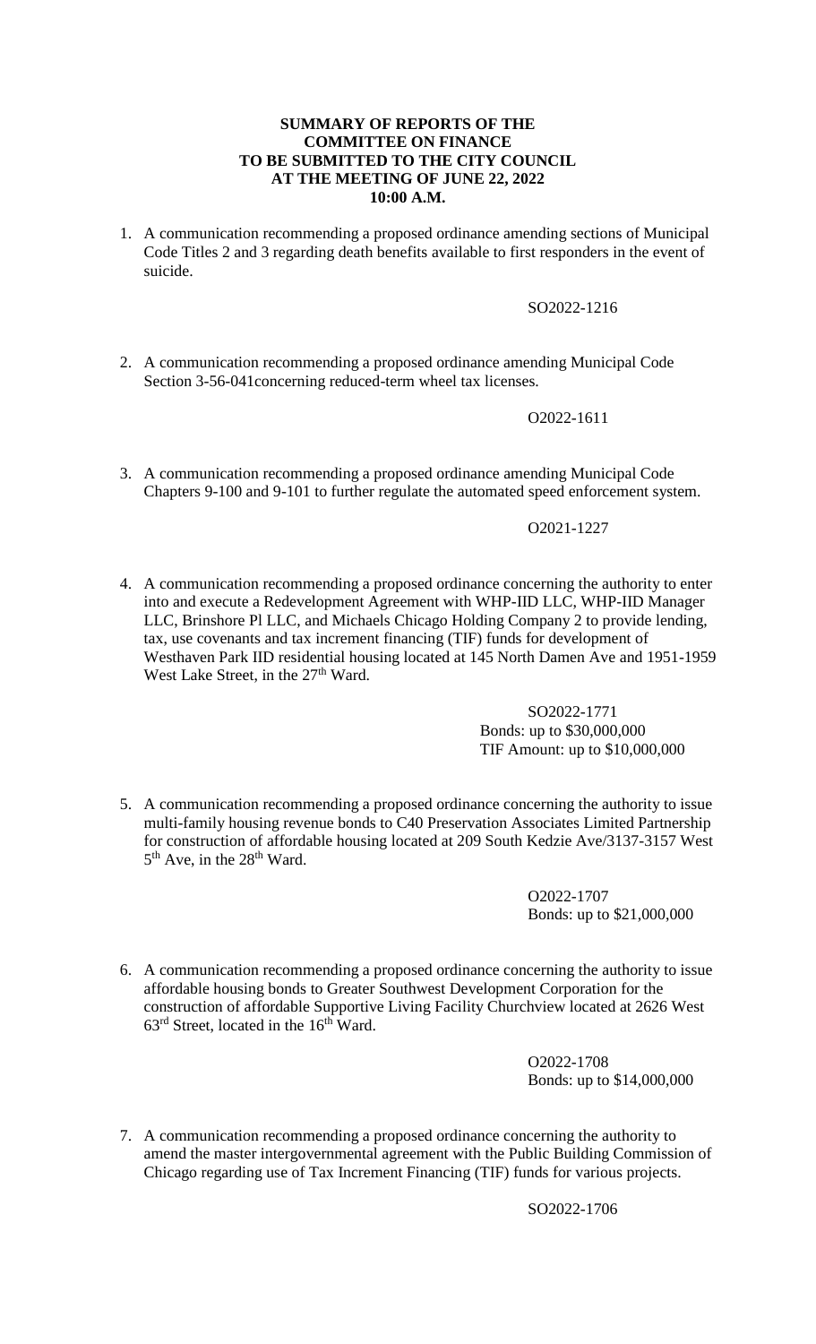**SUMMARY OF REPORTS OF THE COMMITTEE ON FINANCE TO BE SUBMITTED TO THE CITY COUNCIL AT THE MEETING OF JUNE 22, 2022 10:00 A.M.**

1. A communication recommending a proposed ordinance amending sections of Municipal Code Titles 2 and 3 regarding death benefits available to first responders in the event of suicide.

   SO2022-1216

2. A communication recommending a proposed ordinance amending Municipal Code Section 3-56-041concerning reduced-term wheel tax licenses.

   O2022-1611

3. A communication recommending a proposed ordinance amending Municipal Code Chapters 9-100 and 9-101 to further regulate the automated speed enforcement system.

   O2021-1227

4. A communication recommending a proposed ordinance concerning the authority to enter into and execute a Redevelopment Agreement with WHP-IID LLC, WHP-IID Manager LLC, Brinshore Pl LLC, and Michaels Chicago Holding Company 2 to provide lending, tax, use covenants and tax increment financing (TIF) funds for development of Westhaven Park IID residential housing located at 145 North Damen Ave and 1951-1959 West Lake Street, in the 27th Ward.

   SO2022-1771
   Bonds: up to $30,000,000
   TIF Amount: up to $10,000,000

5. A communication recommending a proposed ordinance concerning the authority to issue multi-family housing revenue bonds to C40 Preservation Associates Limited Partnership for construction of affordable housing located at 209 South Kedzie Ave/3137-3157 West 5th Ave, in the 28th Ward.

   O2022-1707
   Bonds: up to $21,000,000

6. A communication recommending a proposed ordinance concerning the authority to issue affordable housing bonds to Greater Southwest Development Corporation for the construction of affordable Supportive Living Facility Churchview located at 2626 West 63rd Street, located in the 16th Ward.

   O2022-1708
   Bonds: up to $14,000,000

7. A communication recommending a proposed ordinance concerning the authority to amend the master intergovernmental agreement with the Public Building Commission of Chicago regarding use of Tax Increment Financing (TIF) funds for various projects.

   SO2022-1706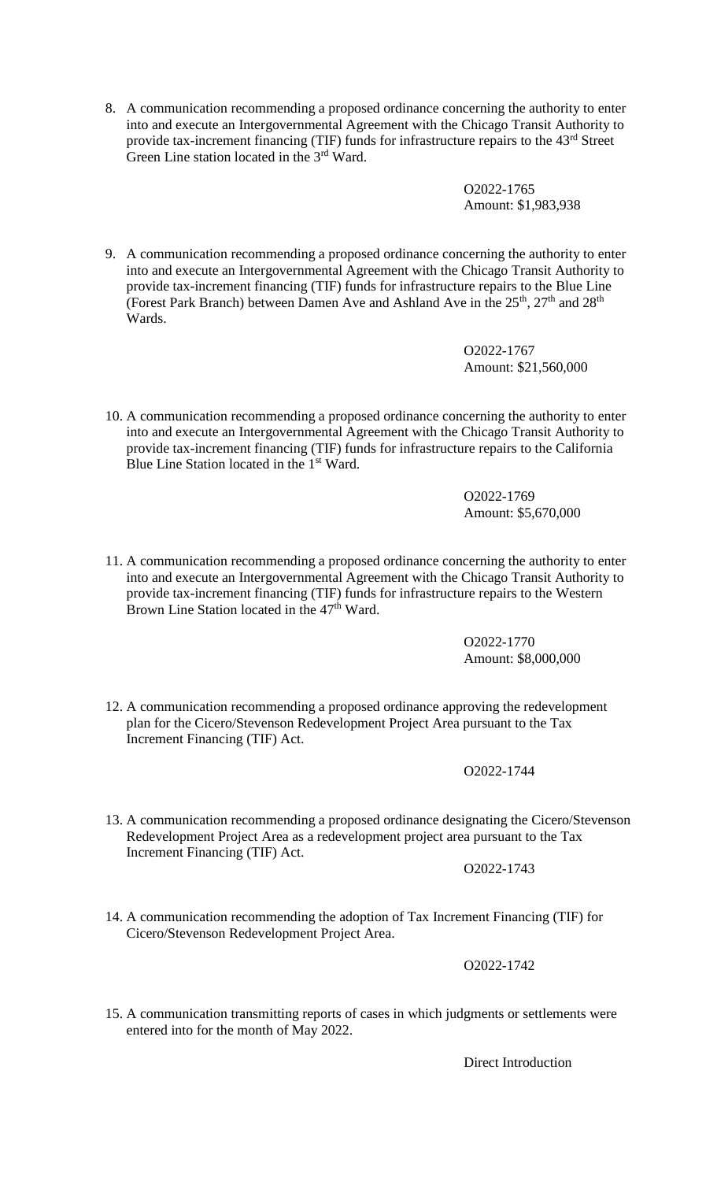8. A communication recommending a proposed ordinance concerning the authority to enter into and execute an Intergovernmental Agreement with the Chicago Transit Authority to provide tax-increment financing (TIF) funds for infrastructure repairs to the 43rd Street Green Line station located in the 3rd Ward.

   O2022-1765
   Amount: $1,983,938

9. A communication recommending a proposed ordinance concerning the authority to enter into and execute an Intergovernmental Agreement with the Chicago Transit Authority to provide tax-increment financing (TIF) funds for infrastructure repairs to the Blue Line (Forest Park Branch) between Damen Ave and Ashland Ave in the 25th, 27th and 28th Wards.

   O2022-1767
   Amount: $21,560,000

10. A communication recommending a proposed ordinance concerning the authority to enter into and execute an Intergovernmental Agreement with the Chicago Transit Authority to provide tax-increment financing (TIF) funds for infrastructure repairs to the California Blue Line Station located in the 1st Ward.

    O2022-1769
    Amount: $5,670,000

11. A communication recommending a proposed ordinance concerning the authority to enter into and execute an Intergovernmental Agreement with the Chicago Transit Authority to provide tax-increment financing (TIF) funds for infrastructure repairs to the Western Brown Line Station located in the 47th Ward.

    O2022-1770
    Amount: $8,000,000

12. A communication recommending a proposed ordinance approving the redevelopment plan for the Cicero/Stevenson Redevelopment Project Area pursuant to the Tax Increment Financing (TIF) Act.

    O2022-1744

13. A communication recommending a proposed ordinance designating the Cicero/Stevenson Redevelopment Project Area as a redevelopment project area pursuant to the Tax Increment Financing (TIF) Act.

    O2022-1743

14. A communication recommending the adoption of Tax Increment Financing (TIF) for Cicero/Stevenson Redevelopment Project Area.

    O2022-1742

15. A communication transmitting reports of cases in which judgments or settlements were entered into for the month of May 2022.

    Direct Introduction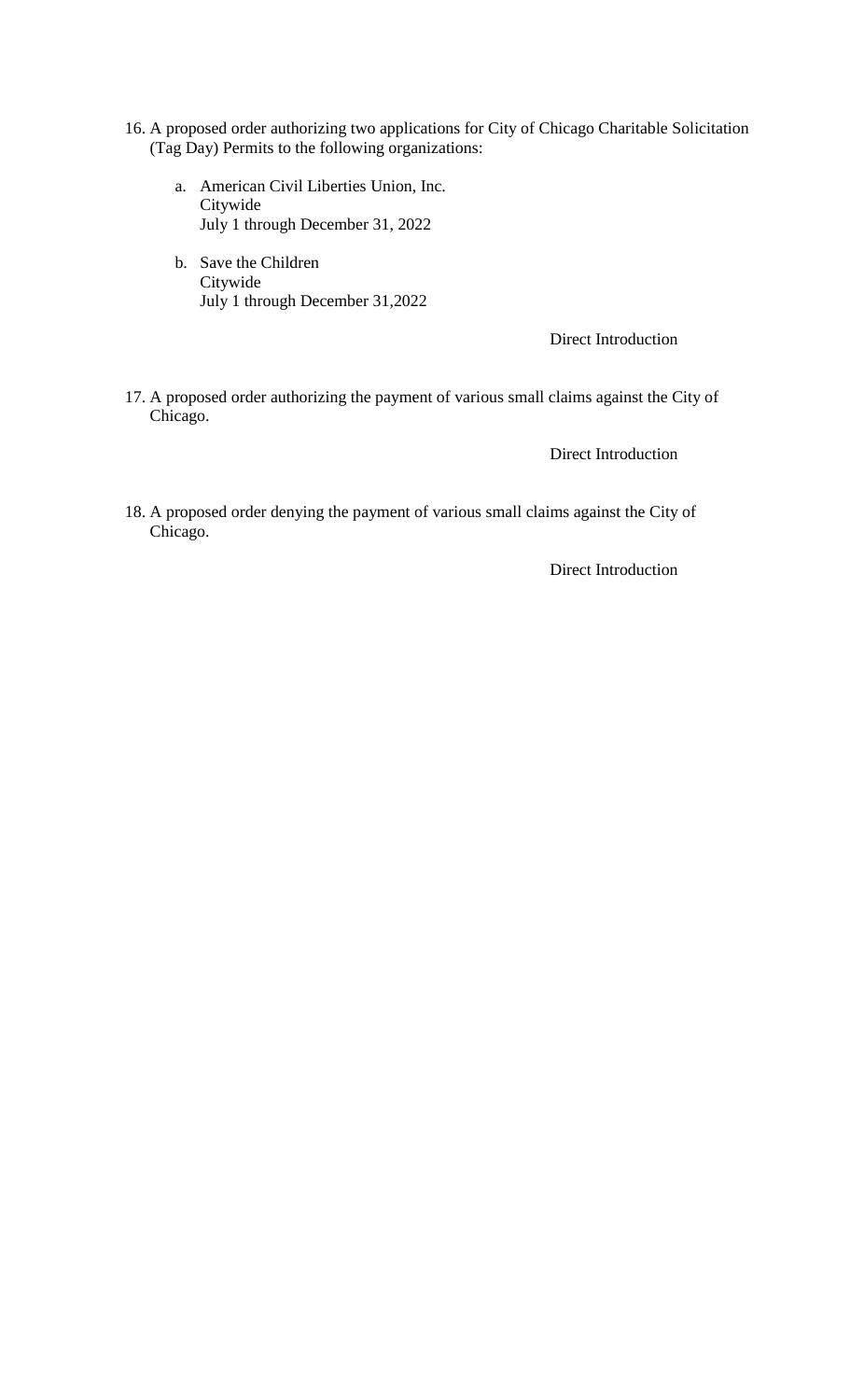16. A proposed order authorizing two applications for City of Chicago Charitable Solicitation (Tag Day) Permits to the following organizations:

    a. American Civil Liberties Union, Inc.
       Citywide
       July 1 through December 31, 2022

    b. Save the Children
       Citywide
       July 1 through December 31,2022

Direct Introduction

17. A proposed order authorizing the payment of various small claims against the City of Chicago.

Direct Introduction

18. A proposed order denying the payment of various small claims against the City of Chicago.

Direct Introduction